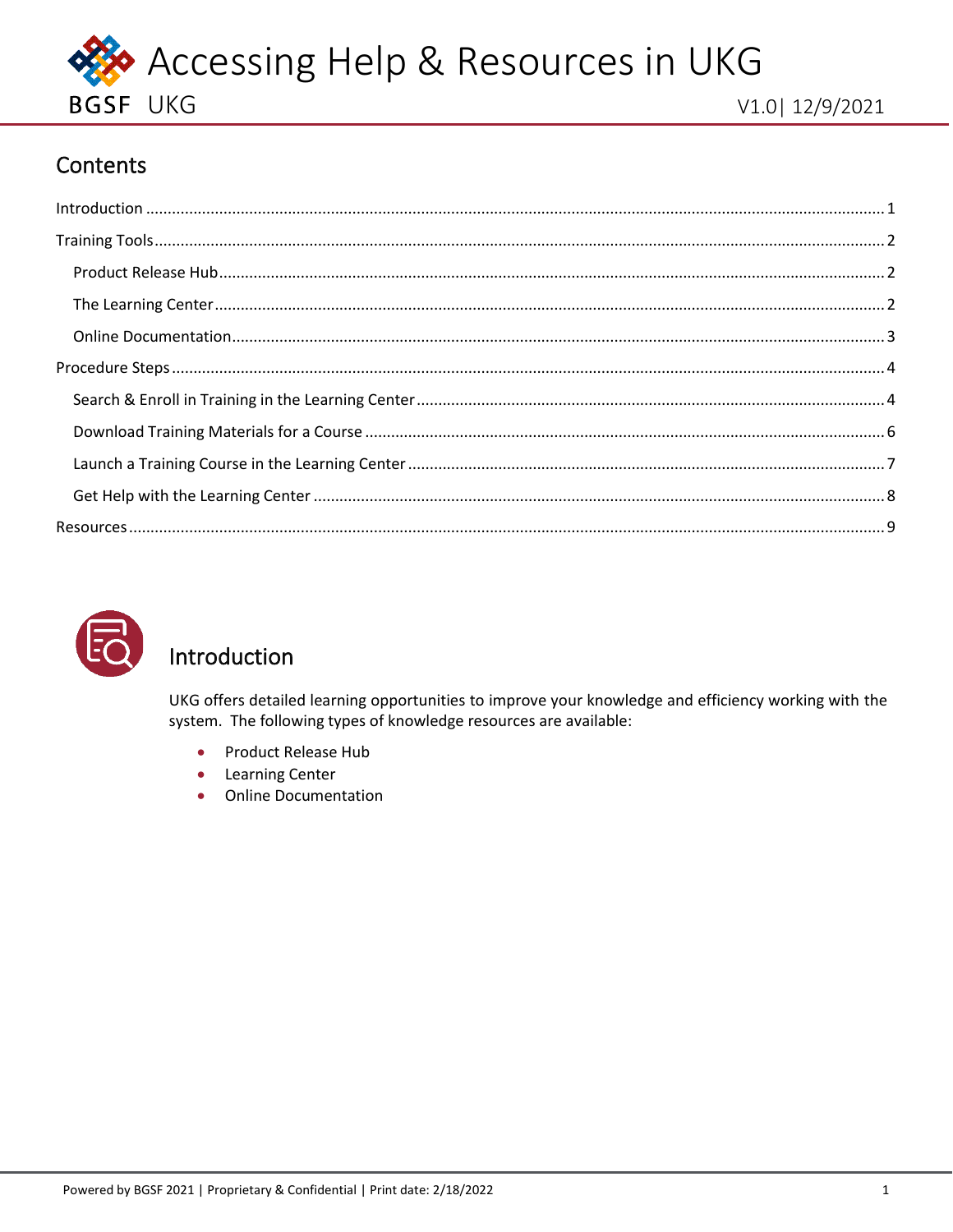# Accessing Help & Resources in UKG

BGSF UKG

V1.0| 12/9/2021

## Contents

- Introduction ........ 1
- Training Tools ........ 2
  - Product Release Hub ........ 2
  - The Learning Center ........ 2
  - Online Documentation ........ 3
- Procedure Steps ........ 4
  - Search & Enroll in Training in the Learning Center ........ 4
  - Download Training Materials for a Course ........ 6
  - Launch a Training Course in the Learning Center ........ 7
  - Get Help with the Learning Center ........ 8
- Resources ........ 9

## Introduction

UKG offers detailed learning opportunities to improve your knowledge and efficiency working with the system. The following types of knowledge resources are available:

- Product Release Hub
- Learning Center
- Online Documentation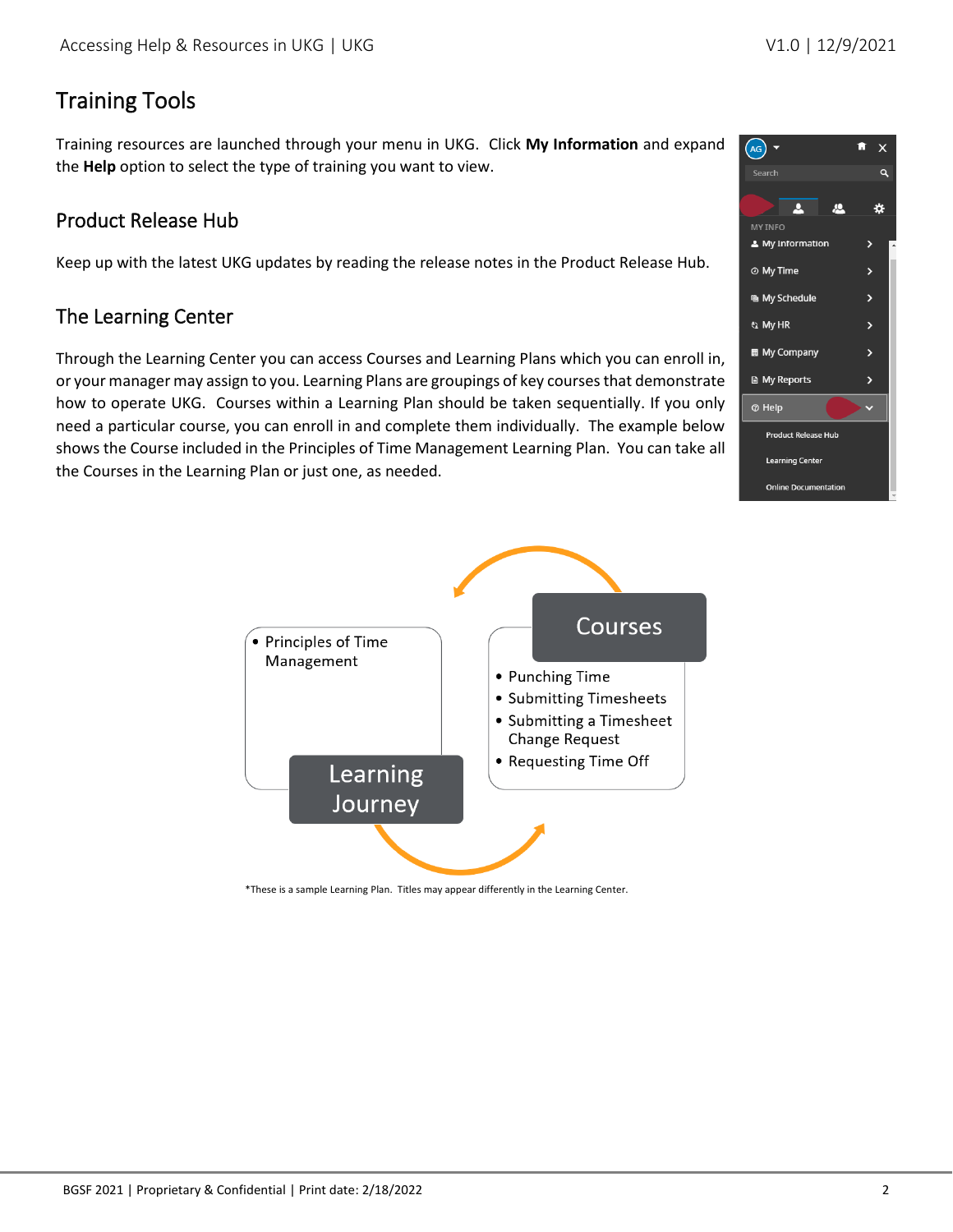# Training Tools

Training resources are launched through your menu in UKG. Click **My Information** and expand the **Help** option to select the type of training you want to view.

## Product Release Hub

Keep up with the latest UKG updates by reading the release notes in the Product Release Hub.

## The Learning Center

Through the Learning Center you can access Courses and Learning Plans which you can enroll in, or your manager may assign to you. Learning Plans are groupings of key courses that demonstrate how to operate UKG. Courses within a Learning Plan should be taken sequentially. If you only need a particular course, you can enroll in and complete them individually. The example below shows the Course included in the Principles of Time Management Learning Plan. You can take all the Courses in the Learning Plan or just one, as needed.

**Learning Journey**

- Principles of Time Management

**Courses**

- Punching Time
- Submitting Timesheets
- Submitting a Timesheet Change Request
- Requesting Time Off

*These is a sample Learning Plan. Titles may appear differently in the Learning Center.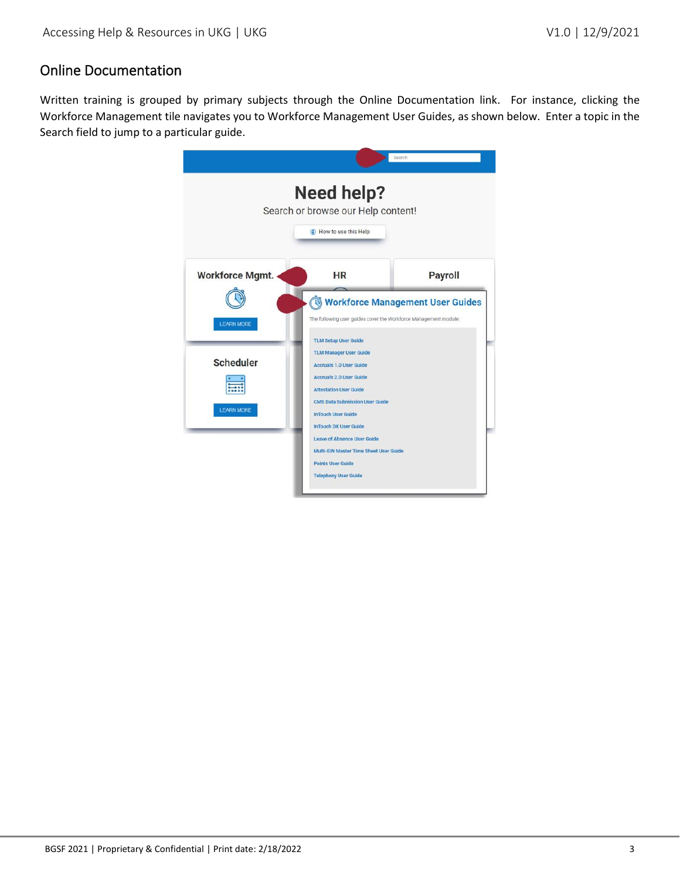## Online Documentation

Written training is grouped by primary subjects through the Online Documentation link. For instance, clicking the Workforce Management tile navigates you to Workforce Management User Guides, as shown below. Enter a topic in the Search field to jump to a particular guide.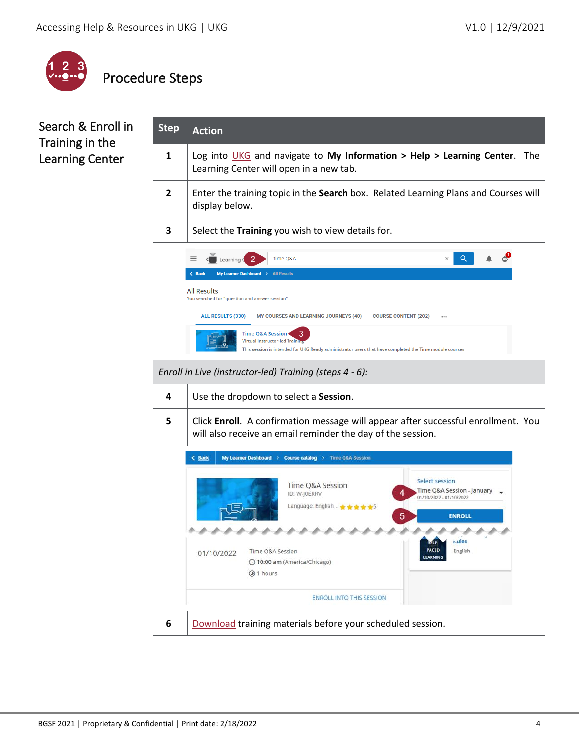# Procedure Steps

## Search & Enroll in Training in the Learning Center

| Step | Action |
|---|---|
| 1 | Log into UKG and navigate to **My Information > Help > Learning Center**. The Learning Center will open in a new tab. |
| 2 | Enter the training topic in the **Search** box. Related Learning Plans and Courses will display below. |
| 3 | Select the **Training** you wish to view details for. |
| | |
| *Enroll in Live (instructor-led) Training (steps 4 - 6):* | |
| 4 | Use the dropdown to select a **Session**. |
| 5 | Click **Enroll**. A confirmation message will appear after successful enrollment. You will also receive an email reminder the day of the session. |
| | |
| 6 | Download training materials before your scheduled session. |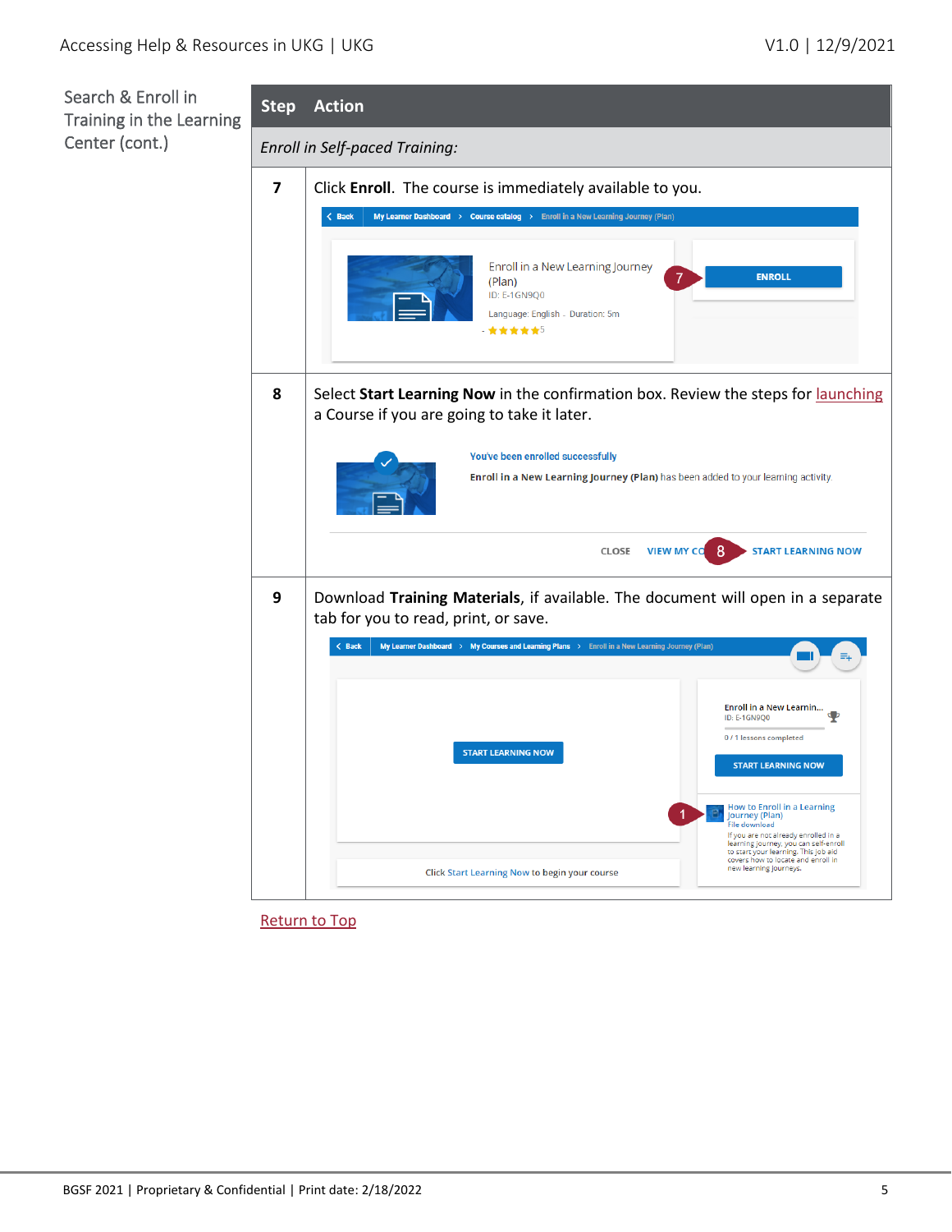## Search & Enroll in Training in the Learning Center (cont.)

| Step | Action |
|---|---|
| *Enroll in Self-paced Training:* | |
| **7** | Click **Enroll**. The course is immediately available to you. |
| **8** | Select **Start Learning Now** in the confirmation box. Review the steps for launching a Course if you are going to take it later. |
| **9** | Download **Training Materials**, if available. The document will open in a separate tab for you to read, print, or save. |

Return to Top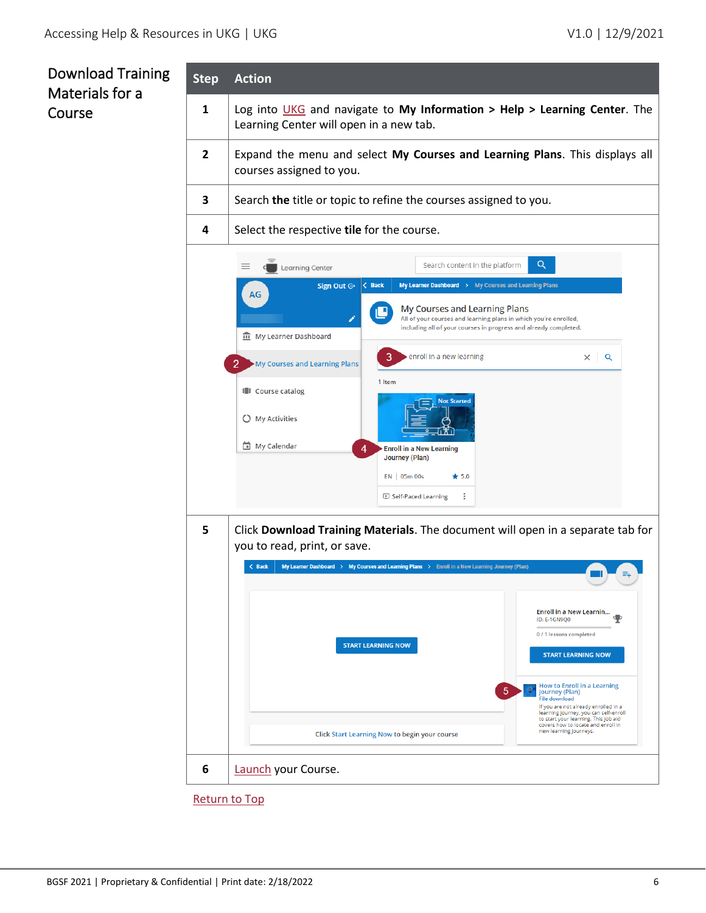## Download Training Materials for a Course

| Step | Action |
|---|---|
| 1 | Log into UKG and navigate to **My Information** > **Help** > **Learning Center**. The Learning Center will open in a new tab. |
| 2 | Expand the menu and select **My Courses and Learning Plans**. This displays all courses assigned to you. |
| 3 | Search **the** title or topic to refine the courses assigned to you. |
| 4 | Select the respective **tile** for the course. |
| 5 | Click **Download Training Materials**. The document will open in a separate tab for you to read, print, or save. |
| 6 | Launch your Course. |

Return to Top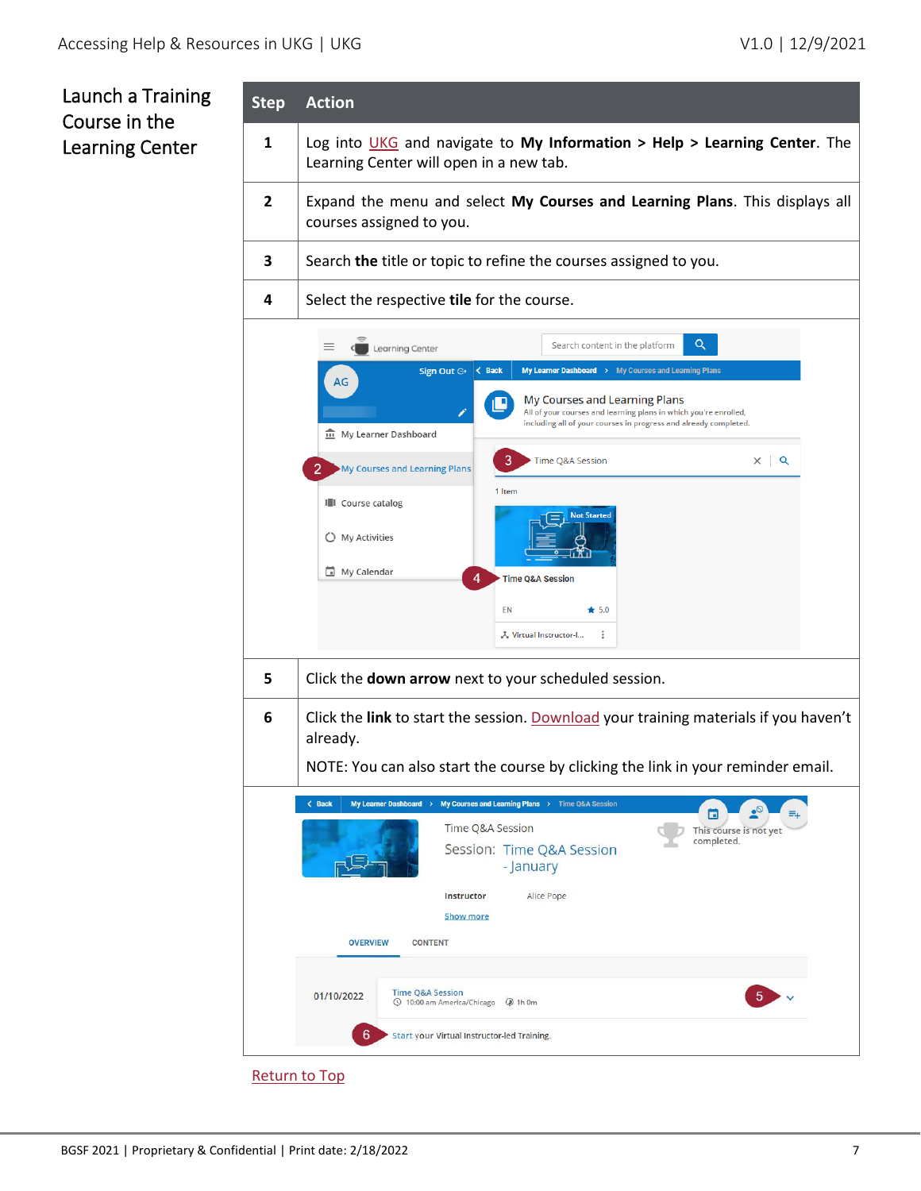## Launch a Training Course in the Learning Center

| Step | Action |
|---|---|
| **1** | Log into UKG and navigate to **My Information > Help > Learning Center**. The Learning Center will open in a new tab. |
| **2** | Expand the menu and select **My Courses and Learning Plans**. This displays all courses assigned to you. |
| **3** | Search **the** title or topic to refine the courses assigned to you. |
| **4** | Select the respective **tile** for the course. |
| **5** | Click the **down arrow** next to your scheduled session. |
| **6** | Click the **link** to start the session. Download your training materials if you haven't already.<br><br>NOTE: You can also start the course by clicking the link in your reminder email. |

Return to Top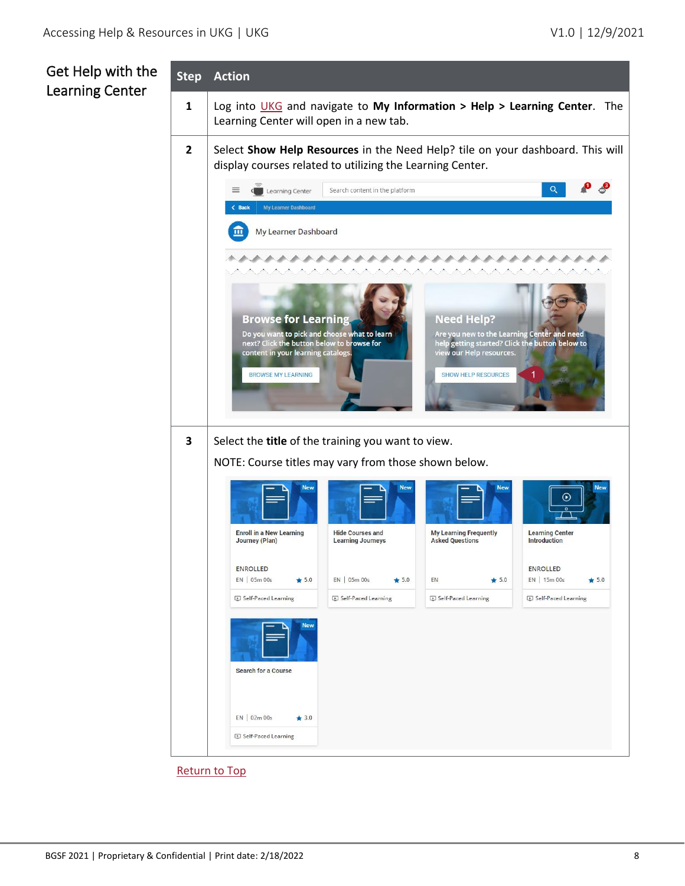## Get Help with the Learning Center

| Step | Action |
|---|---|
| 1 | Log into UKG and navigate to **My Information > Help > Learning Center**. The Learning Center will open in a new tab. |
| 2 | Select **Show Help Resources** in the Need Help? tile on your dashboard. This will display courses related to utilizing the Learning Center. |
| 3 | Select the **title** of the training you want to view. NOTE: Course titles may vary from those shown below. |

Return to Top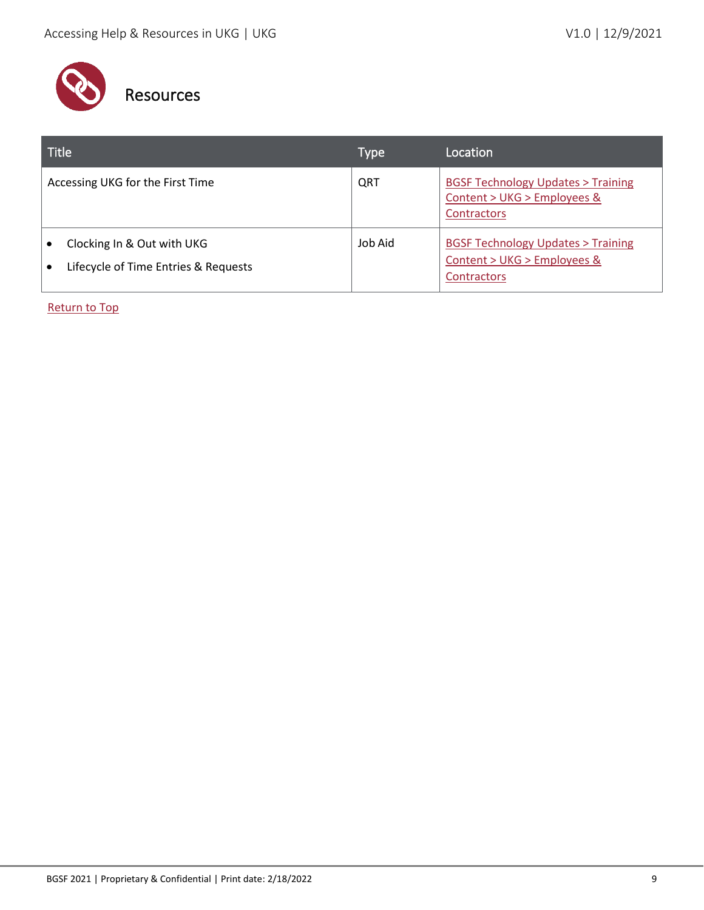## Resources

| Title | Type | Location |
|---|---|---|
| Accessing UKG for the First Time | QRT | BGSF Technology Updates > Training Content > UKG > Employees & Contractors |
| • Clocking In & Out with UKG<br>• Lifecycle of Time Entries & Requests | Job Aid | BGSF Technology Updates > Training Content > UKG > Employees & Contractors |

Return to Top